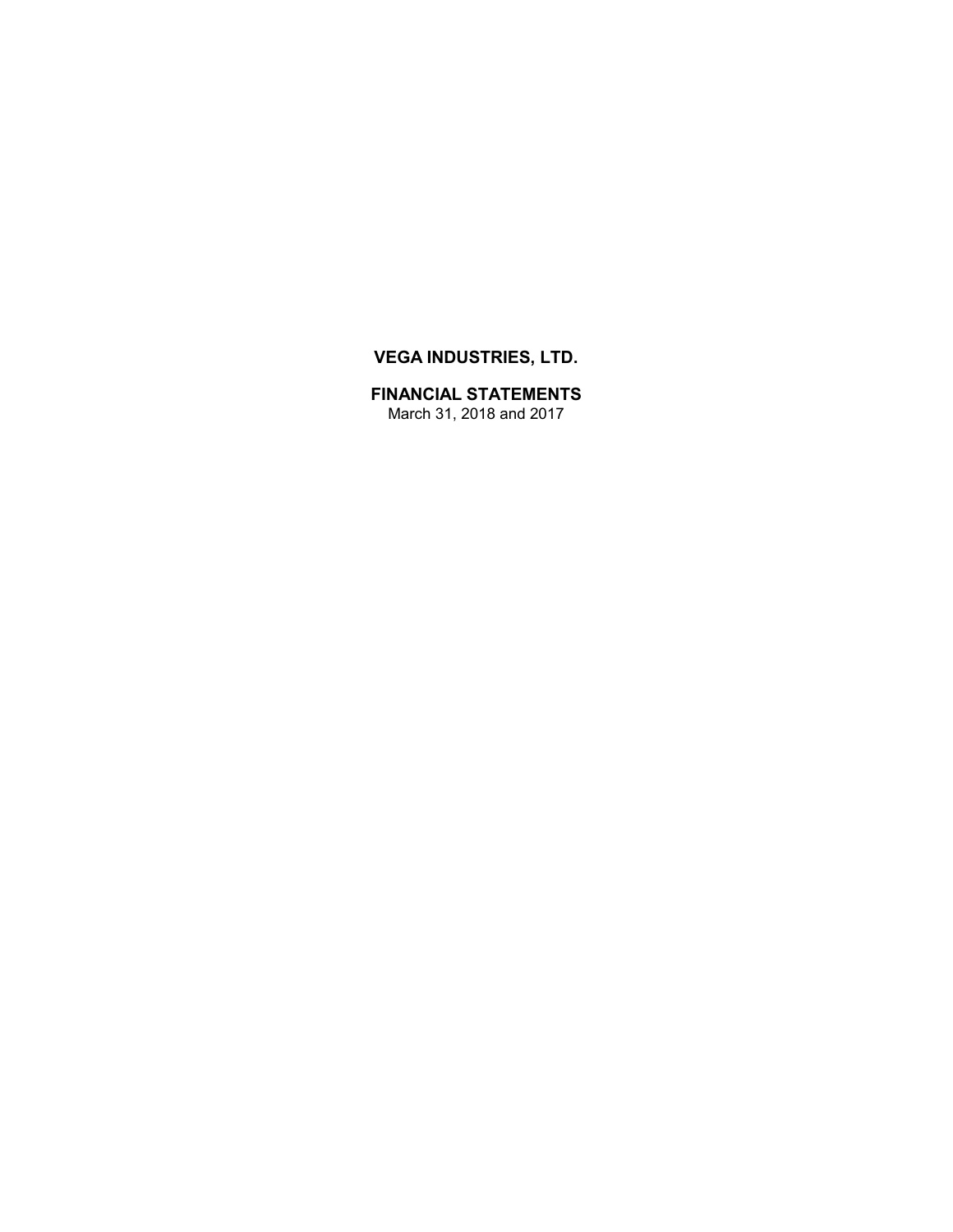# VEGA INDUSTRIES, LTD.

## FINANCIAL STATEMENTS

March 31, 2018 and 2017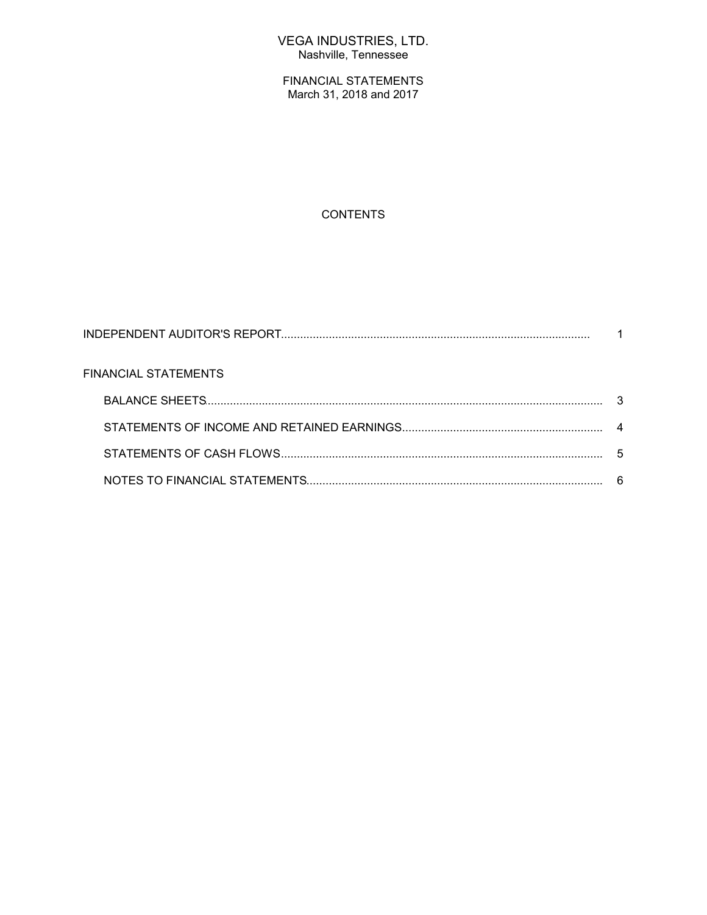# VEGA INDUSTRIES, LTD.
Nashville, Tennessee

FINANCIAL STATEMENTS
March 31, 2018 and 2017

## CONTENTS

| | |
|---|---|
| INDEPENDENT AUDITOR'S REPORT | 1 |
| FINANCIAL STATEMENTS | |
| BALANCE SHEETS | 3 |
| STATEMENTS OF INCOME AND RETAINED EARNINGS | 4 |
| STATEMENTS OF CASH FLOWS | 5 |
| NOTES TO FINANCIAL STATEMENTS | 6 |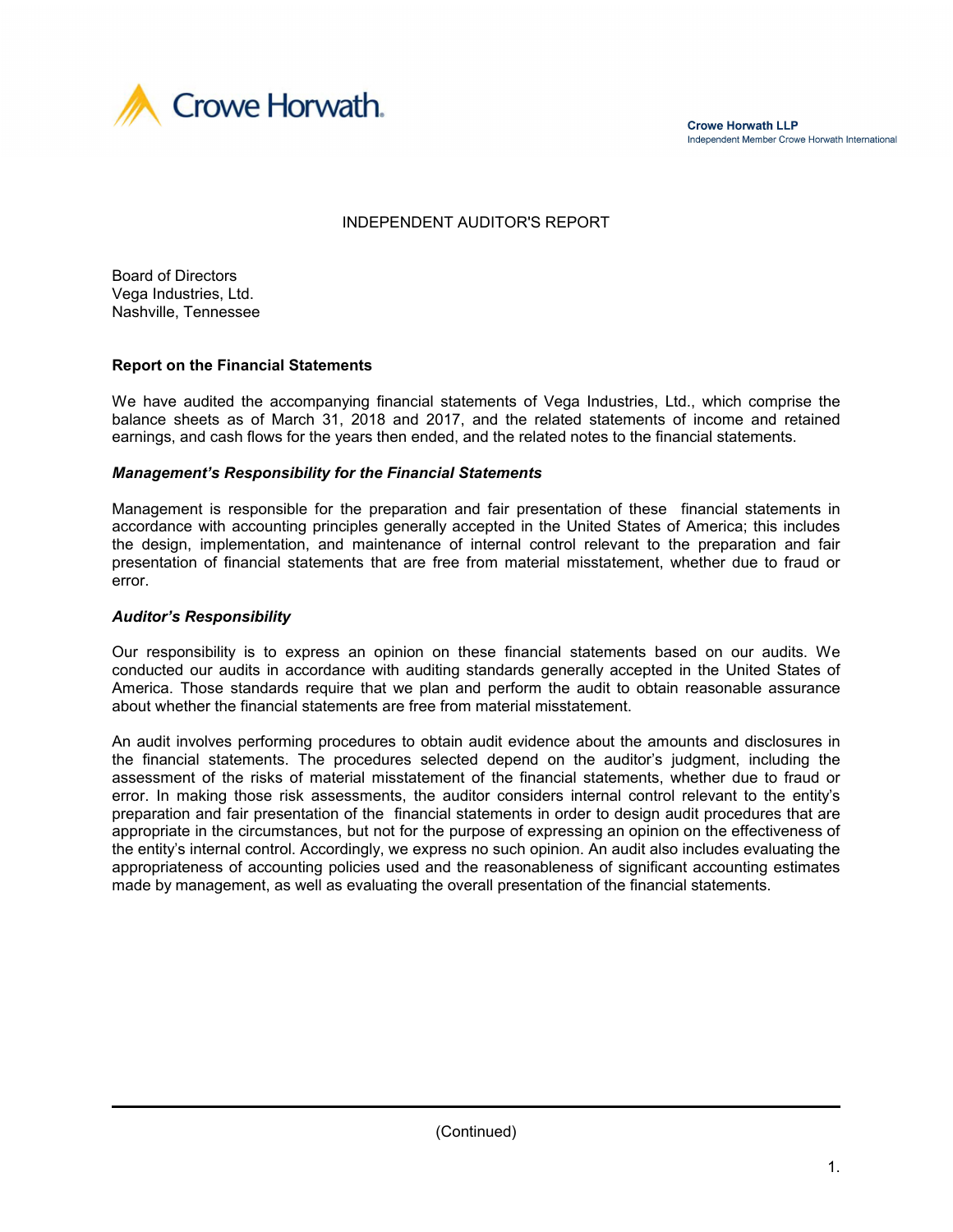Crowe Horwath.

**Crowe Horwath LLP**
Independent Member Crowe Horwath International

# INDEPENDENT AUDITOR'S REPORT

Board of Directors
Vega Industries, Ltd.
Nashville, Tennessee

## Report on the Financial Statements

We have audited the accompanying financial statements of Vega Industries, Ltd., which comprise the balance sheets as of March 31, 2018 and 2017, and the related statements of income and retained earnings, and cash flows for the years then ended, and the related notes to the financial statements.

### *Management's Responsibility for the Financial Statements*

Management is responsible for the preparation and fair presentation of these financial statements in accordance with accounting principles generally accepted in the United States of America; this includes the design, implementation, and maintenance of internal control relevant to the preparation and fair presentation of financial statements that are free from material misstatement, whether due to fraud or error.

### *Auditor's Responsibility*

Our responsibility is to express an opinion on these financial statements based on our audits. We conducted our audits in accordance with auditing standards generally accepted in the United States of America. Those standards require that we plan and perform the audit to obtain reasonable assurance about whether the financial statements are free from material misstatement.

An audit involves performing procedures to obtain audit evidence about the amounts and disclosures in the financial statements. The procedures selected depend on the auditor's judgment, including the assessment of the risks of material misstatement of the financial statements, whether due to fraud or error. In making those risk assessments, the auditor considers internal control relevant to the entity's preparation and fair presentation of the financial statements in order to design audit procedures that are appropriate in the circumstances, but not for the purpose of expressing an opinion on the effectiveness of the entity's internal control. Accordingly, we express no such opinion. An audit also includes evaluating the appropriateness of accounting policies used and the reasonableness of significant accounting estimates made by management, as well as evaluating the overall presentation of the financial statements.

(Continued)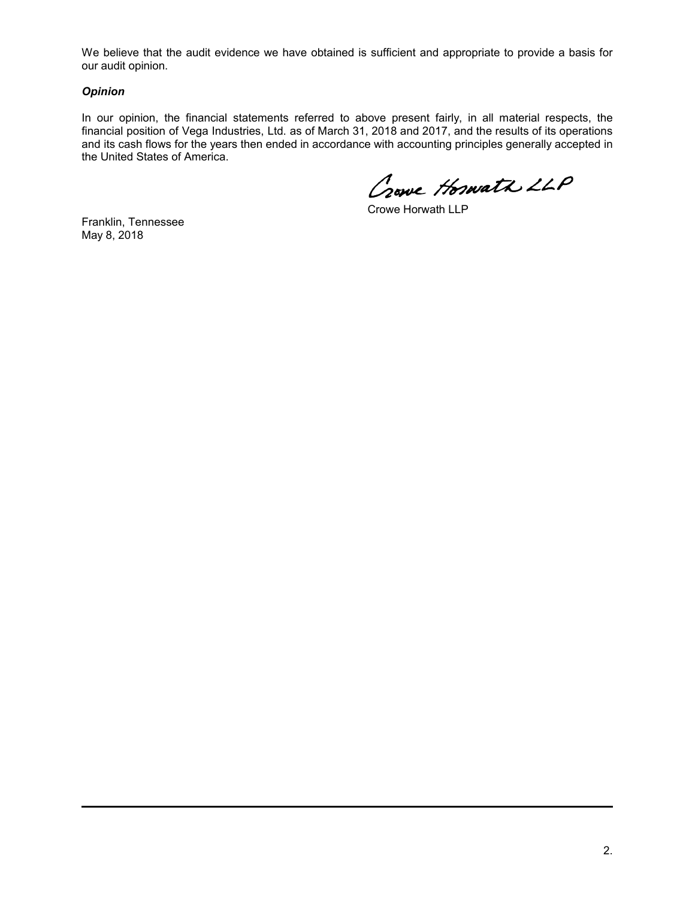We believe that the audit evidence we have obtained is sufficient and appropriate to provide a basis for our audit opinion.

***Opinion***

In our opinion, the financial statements referred to above present fairly, in all material respects, the financial position of Vega Industries, Ltd. as of March 31, 2018 and 2017, and the results of its operations and its cash flows for the years then ended in accordance with accounting principles generally accepted in the United States of America.

Crowe Horwath LLP

Crowe Horwath LLP

Franklin, Tennessee
May 8, 2018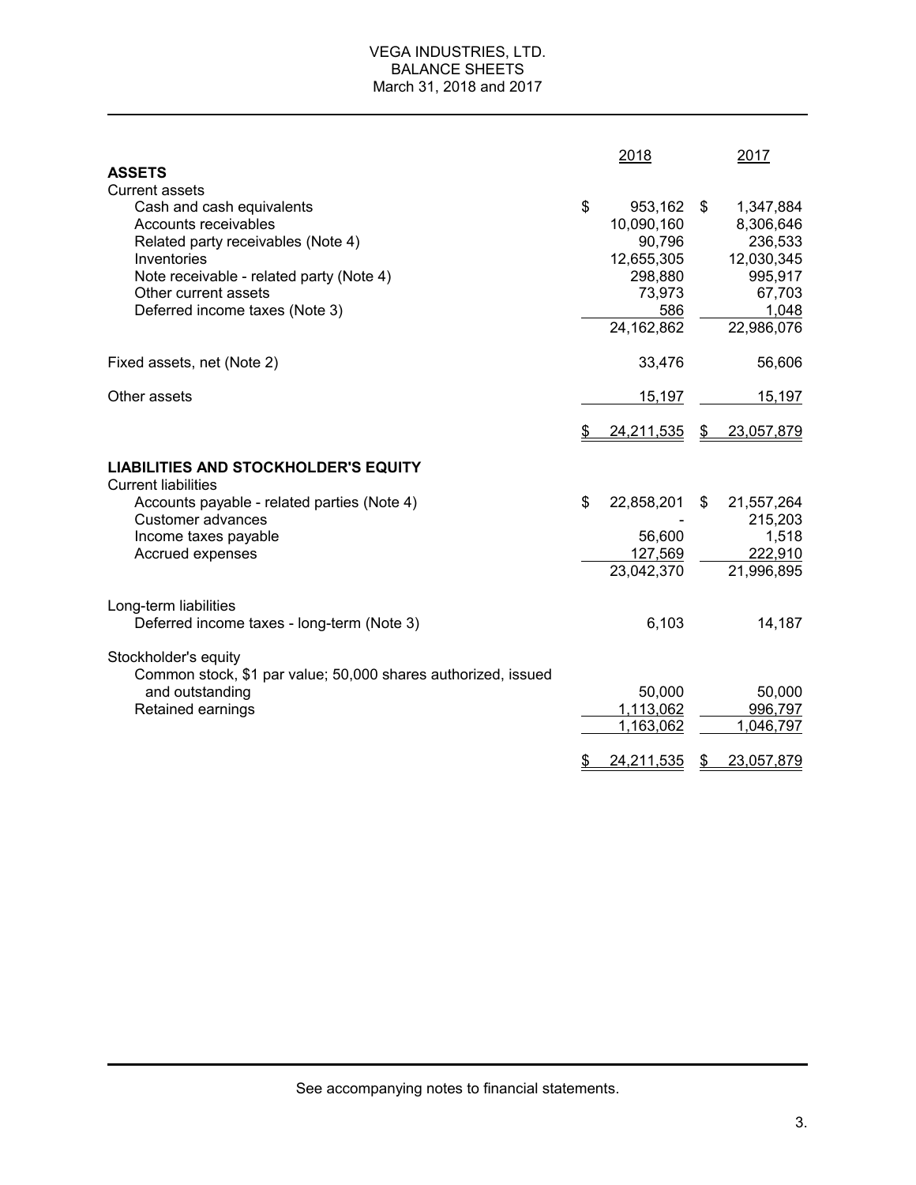# VEGA INDUSTRIES, LTD.
## BALANCE SHEETS
### March 31, 2018 and 2017

| | 2018 | 2017 |
|---|---|---|
| **ASSETS** | | |
| Current assets | | |
| Cash and cash equivalents | $ 953,162 | $ 1,347,884 |
| Accounts receivables | 10,090,160 | 8,306,646 |
| Related party receivables (Note 4) | 90,796 | 236,533 |
| Inventories | 12,655,305 | 12,030,345 |
| Note receivable - related party (Note 4) | 298,880 | 995,917 |
| Other current assets | 73,973 | 67,703 |
| Deferred income taxes (Note 3) | 586 | 1,048 |
| | 24,162,862 | 22,986,076 |
| Fixed assets, net (Note 2) | 33,476 | 56,606 |
| Other assets | 15,197 | 15,197 |
| | $ 24,211,535 | $ 23,057,879 |
| **LIABILITIES AND STOCKHOLDER'S EQUITY** | | |
| Current liabilities | | |
| Accounts payable - related parties (Note 4) | $ 22,858,201 | $ 21,557,264 |
| Customer advances | - | 215,203 |
| Income taxes payable | 56,600 | 1,518 |
| Accrued expenses | 127,569 | 222,910 |
| | 23,042,370 | 21,996,895 |
| Long-term liabilities | | |
| Deferred income taxes - long-term (Note 3) | 6,103 | 14,187 |
| Stockholder's equity | | |
| Common stock, $1 par value; 50,000 shares authorized, issued and outstanding | 50,000 | 50,000 |
| Retained earnings | 1,113,062 | 996,797 |
| | 1,163,062 | 1,046,797 |
| | $ 24,211,535 | $ 23,057,879 |

See accompanying notes to financial statements.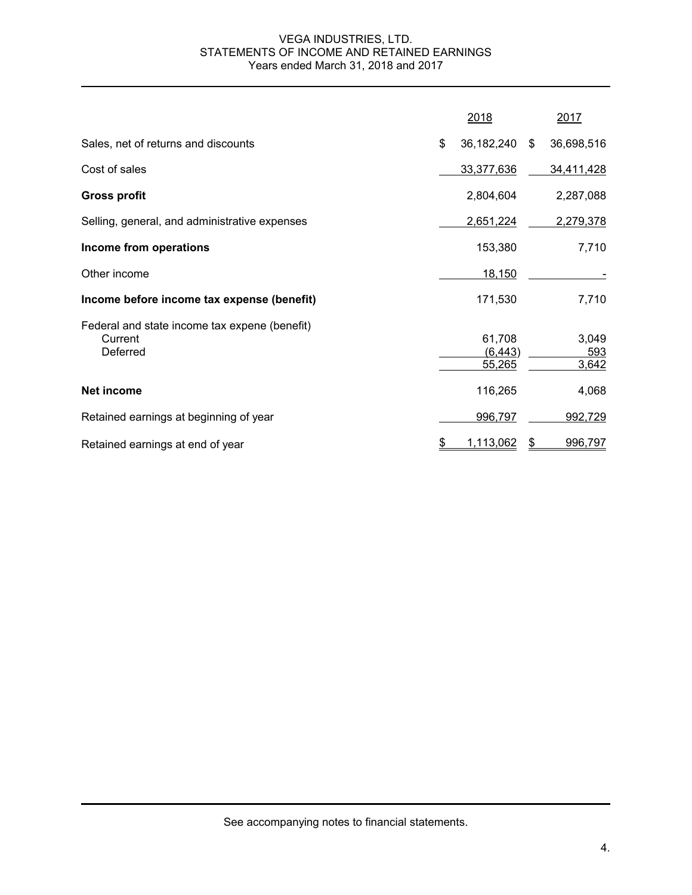# VEGA INDUSTRIES, LTD.
## STATEMENTS OF INCOME AND RETAINED EARNINGS
Years ended March 31, 2018 and 2017

| | 2018 | 2017 |
|---|---|---|
| Sales, net of returns and discounts | $ 36,182,240 | $ 36,698,516 |
| Cost of sales | 33,377,636 | 34,411,428 |
| **Gross profit** | 2,804,604 | 2,287,088 |
| Selling, general, and administrative expenses | 2,651,224 | 2,279,378 |
| **Income from operations** | 153,380 | 7,710 |
| Other income | 18,150 | - |
| **Income before income tax expense (benefit)** | 171,530 | 7,710 |
| Federal and state income tax expene (benefit) | | |
| Current | 61,708 | 3,049 |
| Deferred | (6,443) | 593 |
| | 55,265 | 3,642 |
| **Net income** | 116,265 | 4,068 |
| Retained earnings at beginning of year | 996,797 | 992,729 |
| Retained earnings at end of year | $ 1,113,062 | $ 996,797 |

See accompanying notes to financial statements.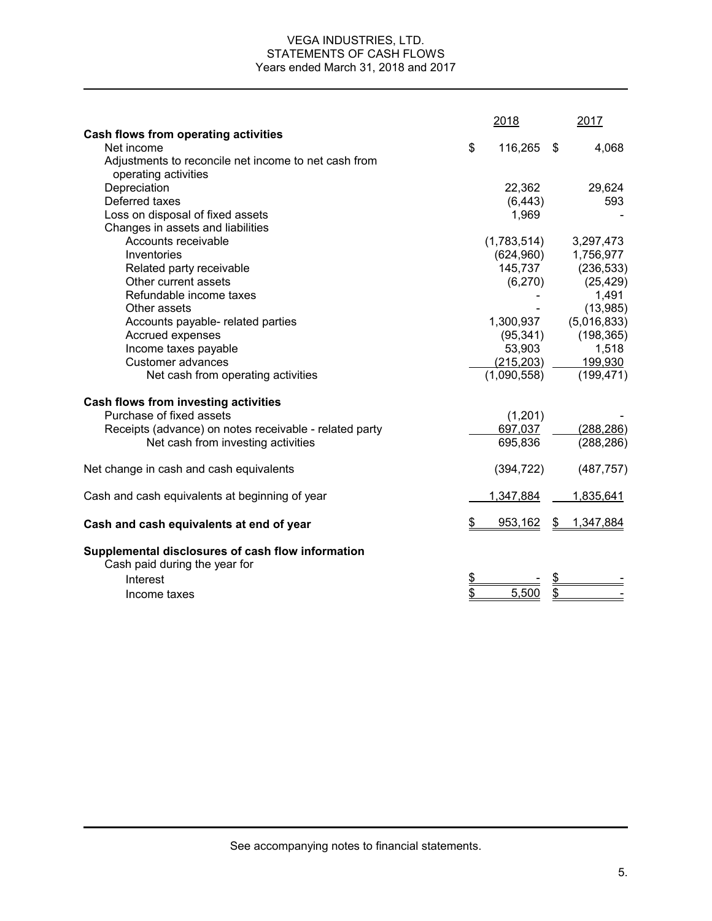# VEGA INDUSTRIES, LTD.
## STATEMENTS OF CASH FLOWS
### Years ended March 31, 2018 and 2017

| | 2018 | 2017 |
|---|---|---|
| **Cash flows from operating activities** | | |
| Net income | $ 116,265 | $ 4,068 |
| Adjustments to reconcile net income to net cash from operating activities | | |
| Depreciation | 22,362 | 29,624 |
| Deferred taxes | (6,443) | 593 |
| Loss on disposal of fixed assets | 1,969 | - |
| Changes in assets and liabilities | | |
| Accounts receivable | (1,783,514) | 3,297,473 |
| Inventories | (624,960) | 1,756,977 |
| Related party receivable | 145,737 | (236,533) |
| Other current assets | (6,270) | (25,429) |
| Refundable income taxes | - | 1,491 |
| Other assets | - | (13,985) |
| Accounts payable- related parties | 1,300,937 | (5,016,833) |
| Accrued expenses | (95,341) | (198,365) |
| Income taxes payable | 53,903 | 1,518 |
| Customer advances | (215,203) | 199,930 |
| Net cash from operating activities | (1,090,558) | (199,471) |
| | | |
| **Cash flows from investing activities** | | |
| Purchase of fixed assets | (1,201) | - |
| Receipts (advance) on notes receivable - related party | 697,037 | (288,286) |
| Net cash from investing activities | 695,836 | (288,286) |
| | | |
| Net change in cash and cash equivalents | (394,722) | (487,757) |
| | | |
| Cash and cash equivalents at beginning of year | 1,347,884 | 1,835,641 |
| | | |
| **Cash and cash equivalents at end of year** | $ 953,162 | $ 1,347,884 |
| | | |
| **Supplemental disclosures of cash flow information** | | |
| Cash paid during the year for | | |
| Interest | $ - | $ - |
| Income taxes | $ 5,500 | $ - |

See accompanying notes to financial statements.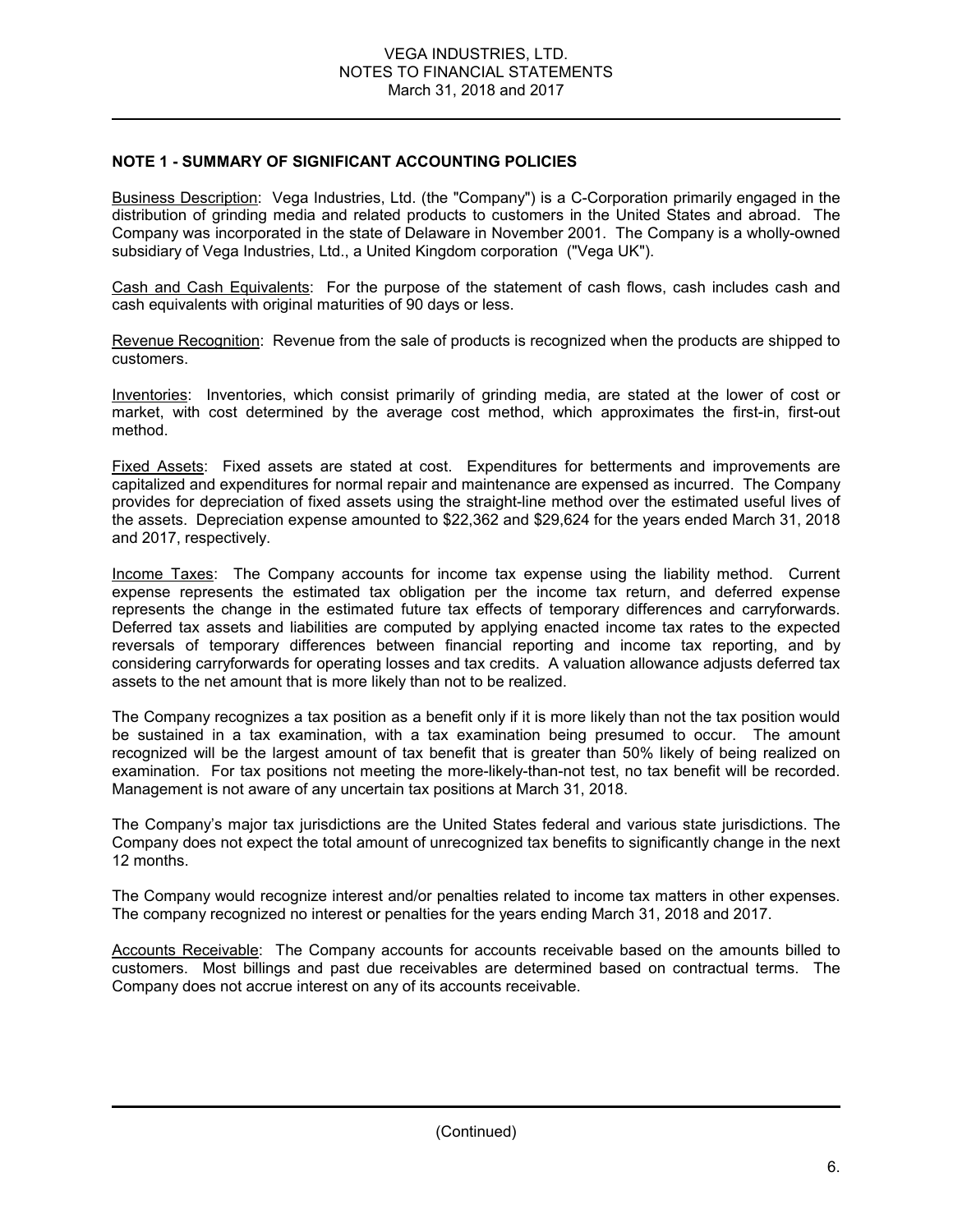## NOTE 1 - SUMMARY OF SIGNIFICANT ACCOUNTING POLICIES

Business Description: Vega Industries, Ltd. (the "Company") is a C-Corporation primarily engaged in the distribution of grinding media and related products to customers in the United States and abroad. The Company was incorporated in the state of Delaware in November 2001. The Company is a wholly-owned subsidiary of Vega Industries, Ltd., a United Kingdom corporation ("Vega UK").

Cash and Cash Equivalents: For the purpose of the statement of cash flows, cash includes cash and cash equivalents with original maturities of 90 days or less.

Revenue Recognition: Revenue from the sale of products is recognized when the products are shipped to customers.

Inventories: Inventories, which consist primarily of grinding media, are stated at the lower of cost or market, with cost determined by the average cost method, which approximates the first-in, first-out method.

Fixed Assets: Fixed assets are stated at cost. Expenditures for betterments and improvements are capitalized and expenditures for normal repair and maintenance are expensed as incurred. The Company provides for depreciation of fixed assets using the straight-line method over the estimated useful lives of the assets. Depreciation expense amounted to $22,362 and $29,624 for the years ended March 31, 2018 and 2017, respectively.

Income Taxes: The Company accounts for income tax expense using the liability method. Current expense represents the estimated tax obligation per the income tax return, and deferred expense represents the change in the estimated future tax effects of temporary differences and carryforwards. Deferred tax assets and liabilities are computed by applying enacted income tax rates to the expected reversals of temporary differences between financial reporting and income tax reporting, and by considering carryforwards for operating losses and tax credits. A valuation allowance adjusts deferred tax assets to the net amount that is more likely than not to be realized.

The Company recognizes a tax position as a benefit only if it is more likely than not the tax position would be sustained in a tax examination, with a tax examination being presumed to occur. The amount recognized will be the largest amount of tax benefit that is greater than 50% likely of being realized on examination. For tax positions not meeting the more-likely-than-not test, no tax benefit will be recorded. Management is not aware of any uncertain tax positions at March 31, 2018.

The Company's major tax jurisdictions are the United States federal and various state jurisdictions. The Company does not expect the total amount of unrecognized tax benefits to significantly change in the next 12 months.

The Company would recognize interest and/or penalties related to income tax matters in other expenses. The company recognized no interest or penalties for the years ending March 31, 2018 and 2017.

Accounts Receivable: The Company accounts for accounts receivable based on the amounts billed to customers. Most billings and past due receivables are determined based on contractual terms. The Company does not accrue interest on any of its accounts receivable.

(Continued)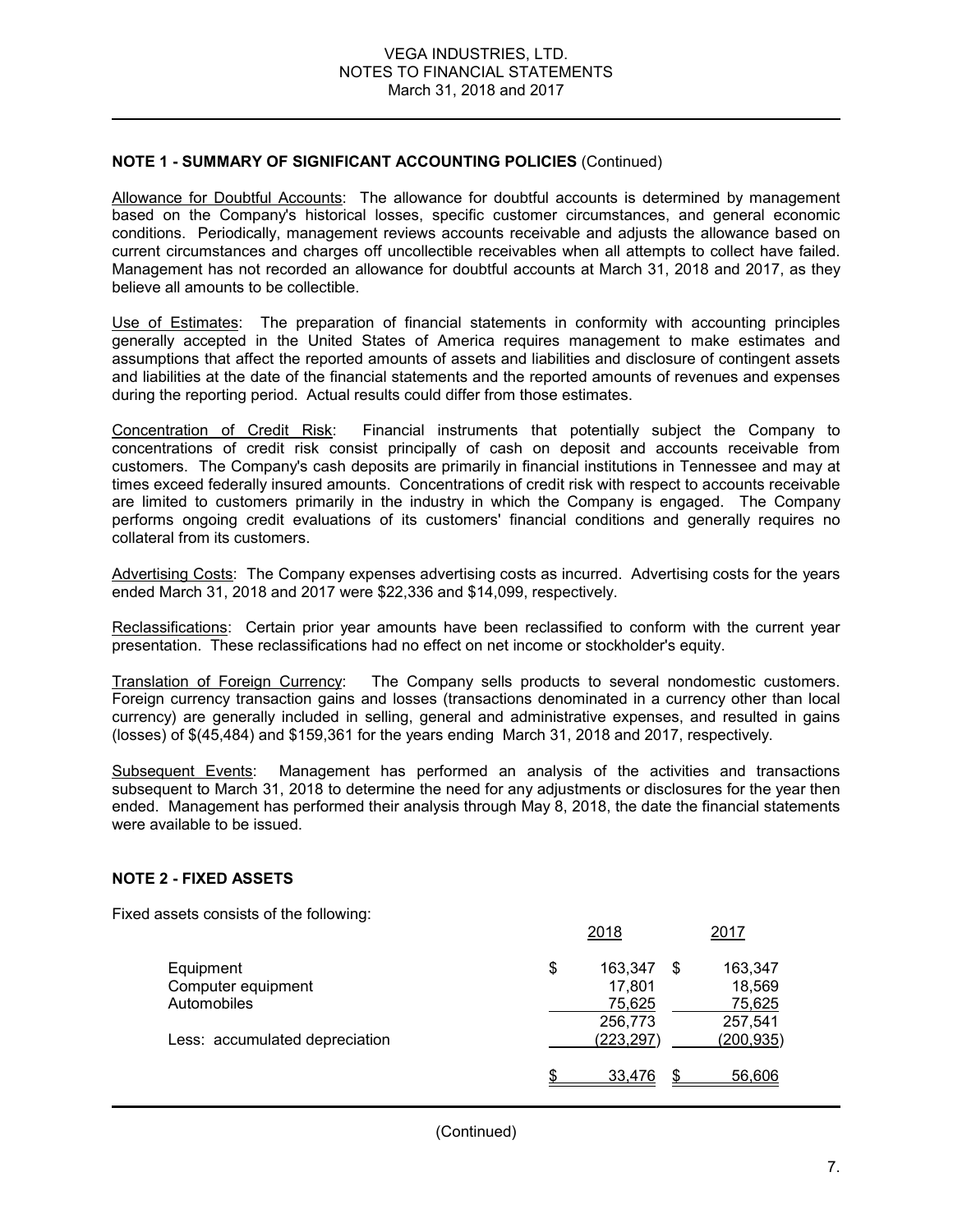## NOTE 1 - SUMMARY OF SIGNIFICANT ACCOUNTING POLICIES (Continued)

Allowance for Doubtful Accounts: The allowance for doubtful accounts is determined by management based on the Company's historical losses, specific customer circumstances, and general economic conditions. Periodically, management reviews accounts receivable and adjusts the allowance based on current circumstances and charges off uncollectible receivables when all attempts to collect have failed. Management has not recorded an allowance for doubtful accounts at March 31, 2018 and 2017, as they believe all amounts to be collectible.

Use of Estimates: The preparation of financial statements in conformity with accounting principles generally accepted in the United States of America requires management to make estimates and assumptions that affect the reported amounts of assets and liabilities and disclosure of contingent assets and liabilities at the date of the financial statements and the reported amounts of revenues and expenses during the reporting period. Actual results could differ from those estimates.

Concentration of Credit Risk: Financial instruments that potentially subject the Company to concentrations of credit risk consist principally of cash on deposit and accounts receivable from customers. The Company's cash deposits are primarily in financial institutions in Tennessee and may at times exceed federally insured amounts. Concentrations of credit risk with respect to accounts receivable are limited to customers primarily in the industry in which the Company is engaged. The Company performs ongoing credit evaluations of its customers' financial conditions and generally requires no collateral from its customers.

Advertising Costs: The Company expenses advertising costs as incurred. Advertising costs for the years ended March 31, 2018 and 2017 were $22,336 and $14,099, respectively.

Reclassifications: Certain prior year amounts have been reclassified to conform with the current year presentation. These reclassifications had no effect on net income or stockholder's equity.

Translation of Foreign Currency: The Company sells products to several nondomestic customers. Foreign currency transaction gains and losses (transactions denominated in a currency other than local currency) are generally included in selling, general and administrative expenses, and resulted in gains (losses) of $(45,484) and $159,361 for the years ending March 31, 2018 and 2017, respectively.

Subsequent Events: Management has performed an analysis of the activities and transactions subsequent to March 31, 2018 to determine the need for any adjustments or disclosures for the year then ended. Management has performed their analysis through May 8, 2018, the date the financial statements were available to be issued.

## NOTE 2 - FIXED ASSETS

Fixed assets consists of the following:

| | 2018 | 2017 |
|---|---|---|
| Equipment | $ 163,347 | $ 163,347 |
| Computer equipment | 17,801 | 18,569 |
| Automobiles | 75,625 | 75,625 |
| | 256,773 | 257,541 |
| Less: accumulated depreciation | (223,297) | (200,935) |
| | $ 33,476 | $ 56,606 |

(Continued)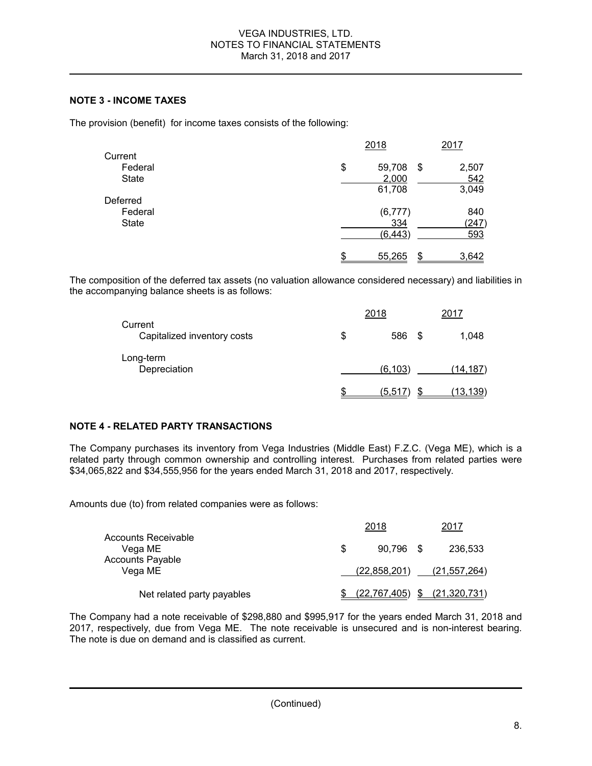## NOTE 3 - INCOME TAXES

The provision (benefit) for income taxes consists of the following:

| | 2018 | 2017 |
|---|---|---|
| Current | | |
| Federal | $ 59,708 | $ 2,507 |
| State | 2,000 | 542 |
| | 61,708 | 3,049 |
| Deferred | | |
| Federal | (6,777) | 840 |
| State | 334 | (247) |
| | (6,443) | 593 |
| | $ 55,265 | $ 3,642 |

The composition of the deferred tax assets (no valuation allowance considered necessary) and liabilities in the accompanying balance sheets is as follows:

| | 2018 | 2017 |
|---|---|---|
| Current | | |
| Capitalized inventory costs | $ 586 | $ 1,048 |
| Long-term | | |
| Depreciation | (6,103) | (14,187) |
| | $ (5,517) | $ (13,139) |

## NOTE 4 - RELATED PARTY TRANSACTIONS

The Company purchases its inventory from Vega Industries (Middle East) F.Z.C. (Vega ME), which is a related party through common ownership and controlling interest. Purchases from related parties were $34,065,822 and $34,555,956 for the years ended March 31, 2018 and 2017, respectively.

Amounts due (to) from related companies were as follows:

| | 2018 | 2017 |
|---|---|---|
| Accounts Receivable | | |
| Vega ME | $ 90,796 | $ 236,533 |
| Accounts Payable | | |
| Vega ME | (22,858,201) | (21,557,264) |
| Net related party payables | $ (22,767,405) | $ (21,320,731) |

The Company had a note receivable of $298,880 and $995,917 for the years ended March 31, 2018 and 2017, respectively, due from Vega ME. The note receivable is unsecured and is non-interest bearing. The note is due on demand and is classified as current.

(Continued)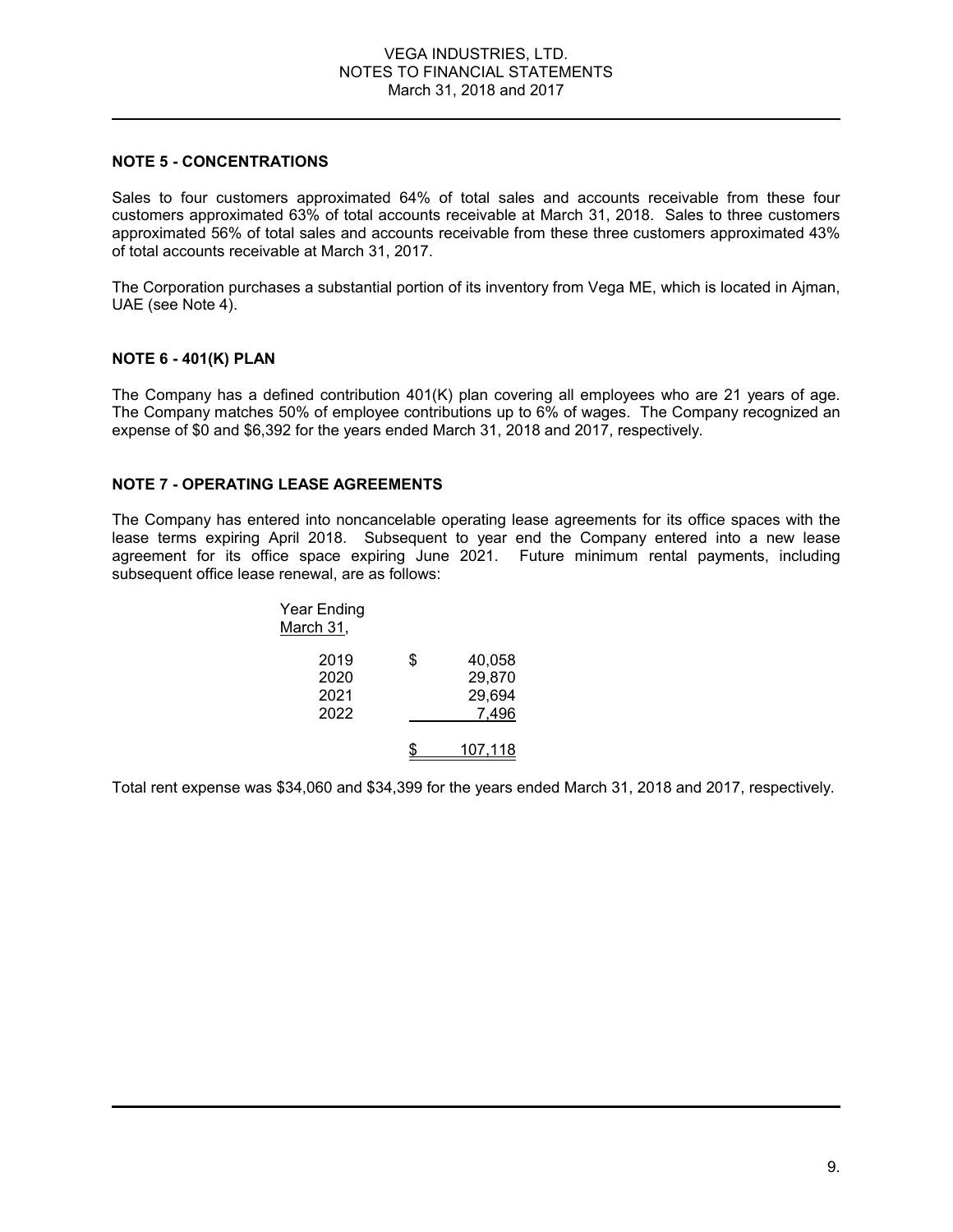## NOTE 5 - CONCENTRATIONS

Sales to four customers approximated 64% of total sales and accounts receivable from these four customers approximated 63% of total accounts receivable at March 31, 2018. Sales to three customers approximated 56% of total sales and accounts receivable from these three customers approximated 43% of total accounts receivable at March 31, 2017.

The Corporation purchases a substantial portion of its inventory from Vega ME, which is located in Ajman, UAE (see Note 4).

## NOTE 6 - 401(K) PLAN

The Company has a defined contribution 401(K) plan covering all employees who are 21 years of age. The Company matches 50% of employee contributions up to 6% of wages. The Company recognized an expense of $0 and $6,392 for the years ended March 31, 2018 and 2017, respectively.

## NOTE 7 - OPERATING LEASE AGREEMENTS

The Company has entered into noncancelable operating lease agreements for its office spaces with the lease terms expiring April 2018. Subsequent to year end the Company entered into a new lease agreement for its office space expiring June 2021. Future minimum rental payments, including subsequent office lease renewal, are as follows:

| Year Ending March 31, | |
|---|---|
| 2019 | $ 40,058 |
| 2020 | 29,870 |
| 2021 | 29,694 |
| 2022 | 7,496 |
| | $ 107,118 |

Total rent expense was $34,060 and $34,399 for the years ended March 31, 2018 and 2017, respectively.